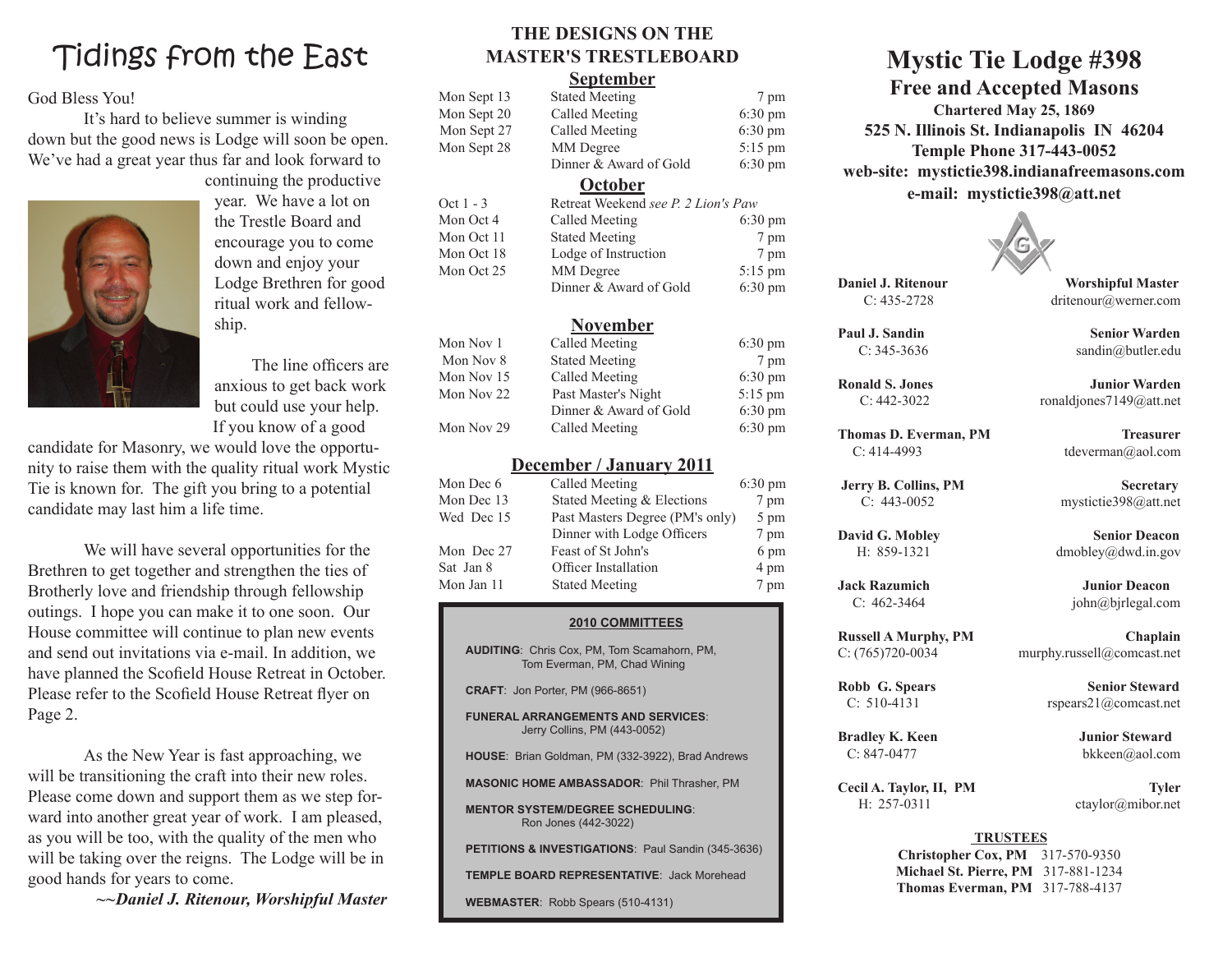# Tidings from the East

God Bless You!

It's hard to believe summer is winding down but the good news is Lodge will soon be open. We've had a great year thus far and look forward to continuing the productive year. We have a lot on the Trestle Board and encourage you to come down and enjoy your Lodge Brethren for good ritual work and fellowship.

The line officers are anxious to get back work but could use your help. If you know of a good candidate for Masonry, we would love the opportunity to raise them with the quality ritual work Mystic Tie is known for. The gift you bring to a potential candidate may last him a life time.

We will have several opportunities for the Brethren to get together and strengthen the ties of Brotherly love and friendship through fellowship outings. I hope you can make it to one soon. Our House committee will continue to plan new events and send out invitations via e-mail. In addition, we have planned the Scofield House Retreat in October. Please refer to the Scofield House Retreat flyer on Page 2.

As the New Year is fast approaching, we will be transitioning the craft into their new roles. Please come down and support them as we step forward into another great year of work. I am pleased, as you will be too, with the quality of the men who will be taking over the reigns. The Lodge will be in good hands for years to come.

*~~Daniel J. Ritenour, Worshipful Master*

## THE DESIGNS ON THE MASTER'S TRESTLEBOARD

### September

| | | |
|---|---|---|
| Mon Sept 13 | Stated Meeting | 7 pm |
| Mon Sept 20 | Called Meeting | 6:30 pm |
| Mon Sept 27 | Called Meeting | 6:30 pm |
| Mon Sept 28 | MM Degree | 5:15 pm |
| | Dinner & Award of Gold | 6:30 pm |

### October

| | | |
|---|---|---|
| Oct 1 - 3 | Retreat Weekend *see P. 2 Lion's Paw* | |
| Mon Oct 4 | Called Meeting | 6:30 pm |
| Mon Oct 11 | Stated Meeting | 7 pm |
| Mon Oct 18 | Lodge of Instruction | 7 pm |
| Mon Oct 25 | MM Degree | 5:15 pm |
| | Dinner & Award of Gold | 6:30 pm |

### November

| | | |
|---|---|---|
| Mon Nov 1 | Called Meeting | 6:30 pm |
| Mon Nov 8 | Stated Meeting | 7 pm |
| Mon Nov 15 | Called Meeting | 6:30 pm |
| Mon Nov 22 | Past Master's Night | 5:15 pm |
| | Dinner & Award of Gold | 6:30 pm |
| Mon Nov 29 | Called Meeting | 6:30 pm |

### December / January 2011

| | | |
|---|---|---|
| Mon Dec 6 | Called Meeting | 6:30 pm |
| Mon Dec 13 | Stated Meeting & Elections | 7 pm |
| Wed Dec 15 | Past Masters Degree (PM's only) | 5 pm |
| | Dinner with Lodge Officers | 7 pm |
| Mon Dec 27 | Feast of St John's | 6 pm |
| Sat Jan 8 | Officer Installation | 4 pm |
| Mon Jan 11 | Stated Meeting | 7 pm |

### 2010 COMMITTEES

**AUDITING**: Chris Cox, PM, Tom Scamahorn, PM, Tom Everman, PM, Chad Wining

**CRAFT**: Jon Porter, PM (966-8651)

**FUNERAL ARRANGEMENTS AND SERVICES**: Jerry Collins, PM (443-0052)

**HOUSE**: Brian Goldman, PM (332-3922), Brad Andrews

**MASONIC HOME AMBASSADOR**: Phil Thrasher, PM

**MENTOR SYSTEM/DEGREE SCHEDULING**: Ron Jones (442-3022)

**PETITIONS & INVESTIGATIONS**: Paul Sandin (345-3636)

**TEMPLE BOARD REPRESENTATIVE**: Jack Morehead

**WEBMASTER**: Robb Spears (510-4131)

# Mystic Tie Lodge #398

## Free and Accepted Masons

**Chartered May 25, 1869**
**525 N. Illinois St. Indianapolis IN 46204**
**Temple Phone 317-443-0052**
**web-site: mystictie398.indianafreemasons.com**
**e-mail: mystictie398@att.net**

| Name / Phone | Office / E-mail |
|---|---|
| **Daniel J. Ritenour** C: 435-2728 | **Worshipful Master** dritenour@werner.com |
| **Paul J. Sandin** C: 345-3636 | **Senior Warden** sandin@butler.edu |
| **Ronald S. Jones** C: 442-3022 | **Junior Warden** ronaldjones7149@att.net |
| **Thomas D. Everman, PM** C: 414-4993 | **Treasurer** tdeverman@aol.com |
| **Jerry B. Collins, PM** C: 443-0052 | **Secretary** mystictie398@att.net |
| **David G. Mobley** H: 859-1321 | **Senior Deacon** dmobley@dwd.in.gov |
| **Jack Razumich** C: 462-3464 | **Junior Deacon** john@bjrlegal.com |
| **Russell A Murphy, PM** C: (765)720-0034 | **Chaplain** murphy.russell@comcast.net |
| **Robb G. Spears** C: 510-4131 | **Senior Steward** rspears21@comcast.net |
| **Bradley K. Keen** C: 847-0477 | **Junior Steward** bkkeen@aol.com |
| **Cecil A. Taylor, II, PM** H: 257-0311 | **Tyler** ctaylor@mibor.net |

**TRUSTEES**

**Christopher Cox, PM** 317-570-9350
**Michael St. Pierre, PM** 317-881-1234
**Thomas Everman, PM** 317-788-4137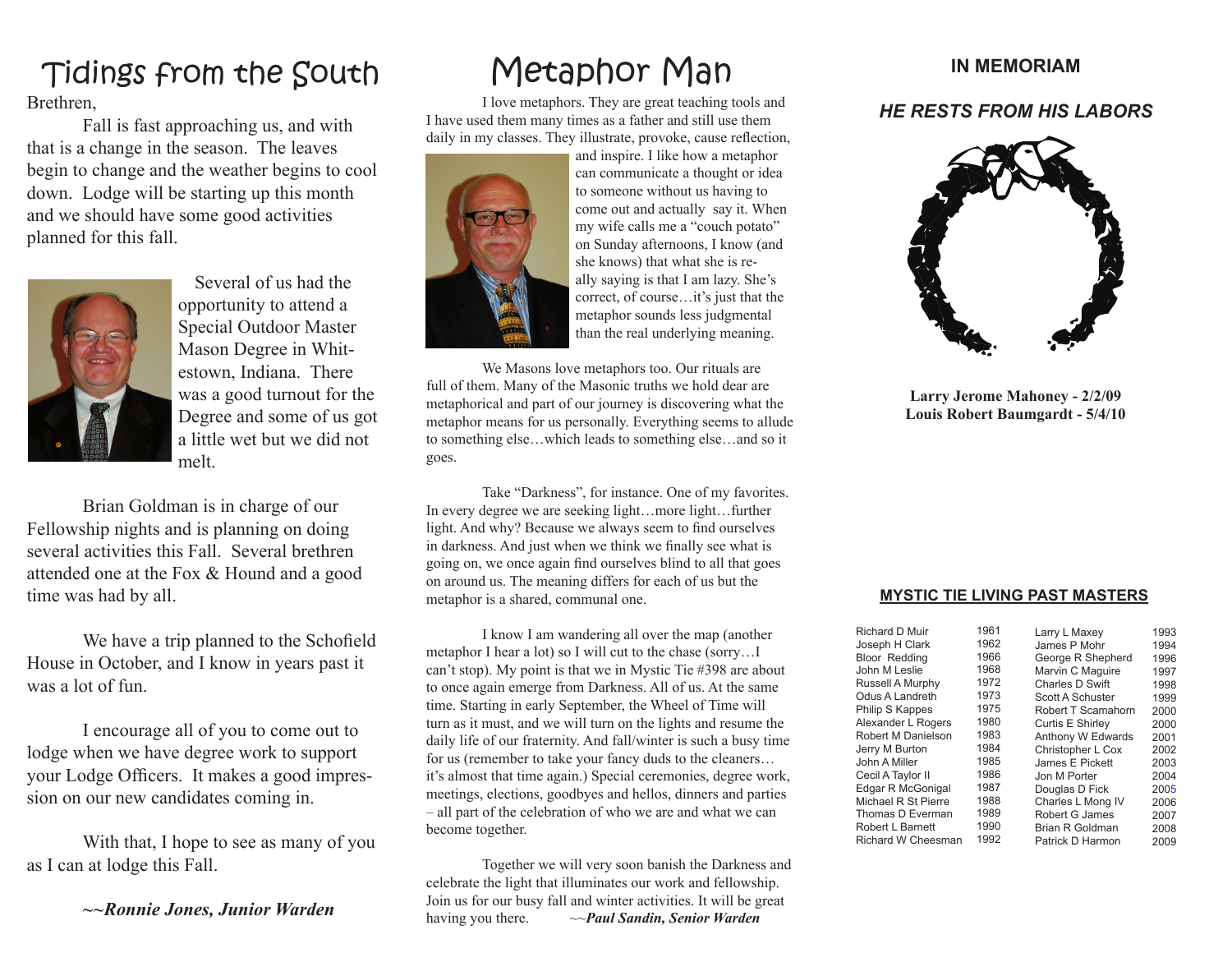# Tidings from the South

Brethren,

Fall is fast approaching us, and with that is a change in the season. The leaves begin to change and the weather begins to cool down. Lodge will be starting up this month and we should have some good activities planned for this fall.

Several of us had the opportunity to attend a Special Outdoor Master Mason Degree in Whitestown, Indiana. There was a good turnout for the Degree and some of us got a little wet but we did not melt.

Brian Goldman is in charge of our Fellowship nights and is planning on doing several activities this Fall. Several brethren attended one at the Fox & Hound and a good time was had by all.

We have a trip planned to the Schofield House in October, and I know in years past it was a lot of fun.

I encourage all of you to come out to lodge when we have degree work to support your Lodge Officers. It makes a good impression on our new candidates coming in.

With that, I hope to see as many of you as I can at lodge this Fall.

***~~Ronnie Jones, Junior Warden***

# Metaphor Man

I love metaphors. They are great teaching tools and I have used them many times as a father and still use them daily in my classes. They illustrate, provoke, cause reflection, and inspire. I like how a metaphor can communicate a thought or idea to someone without us having to come out and actually say it. When my wife calls me a "couch potato" on Sunday afternoons, I know (and she knows) that what she is really saying is that I am lazy. She's correct, of course…it's just that the metaphor sounds less judgmental than the real underlying meaning.

We Masons love metaphors too. Our rituals are full of them. Many of the Masonic truths we hold dear are metaphorical and part of our journey is discovering what the metaphor means for us personally. Everything seems to allude to something else…which leads to something else…and so it goes.

Take "Darkness", for instance. One of my favorites. In every degree we are seeking light…more light…further light. And why? Because we always seem to find ourselves in darkness. And just when we think we finally see what is going on, we once again find ourselves blind to all that goes on around us. The meaning differs for each of us but the metaphor is a shared, communal one.

I know I am wandering all over the map (another metaphor I hear a lot) so I will cut to the chase (sorry…I can't stop). My point is that we in Mystic Tie #398 are about to once again emerge from Darkness. All of us. At the same time. Starting in early September, the Wheel of Time will turn as it must, and we will turn on the lights and resume the daily life of our fraternity. Fall/winter is such a busy time for us (remember to take your fancy duds to the cleaners…it's almost that time again.) Special ceremonies, degree work, meetings, elections, goodbyes and hellos, dinners and parties – all part of the celebration of who we are and what we can become together.

Together we will very soon banish the Darkness and celebrate the light that illuminates our work and fellowship. Join us for our busy fall and winter activities. It will be great having you there. ~~***Paul Sandin, Senior Warden***

## IN MEMORIAM

### *HE RESTS FROM HIS LABORS*

**Larry Jerome Mahoney - 2/2/09**
**Louis Robert Baumgardt - 5/4/10**

## MYSTIC TIE LIVING PAST MASTERS

| Name | Year | Name | Year |
|---|---|---|---|
| Richard D Muir | 1961 | Larry L Maxey | 1993 |
| Joseph H Clark | 1962 | James P Mohr | 1994 |
| Bloor Redding | 1966 | George R Shepherd | 1996 |
| John M Leslie | 1968 | Marvin C Maguire | 1997 |
| Russell A Murphy | 1972 | Charles D Swift | 1998 |
| Odus A Landreth | 1973 | Scott A Schuster | 1999 |
| Philip S Kappes | 1975 | Robert T Scamahorn | 2000 |
| Alexander L Rogers | 1980 | Curtis E Shirley | 2000 |
| Robert M Danielson | 1983 | Anthony W Edwards | 2001 |
| Jerry M Burton | 1984 | Christopher L Cox | 2002 |
| John A Miller | 1985 | James E Pickett | 2003 |
| Cecil A Taylor II | 1986 | Jon M Porter | 2004 |
| Edgar R McGonigal | 1987 | Douglas D Fick | 2005 |
| Michael R St Pierre | 1988 | Charles L Mong IV | 2006 |
| Thomas D Everman | 1989 | Robert G James | 2007 |
| Robert L Barnett | 1990 | Brian R Goldman | 2008 |
| Richard W Cheesman | 1992 | Patrick D Harmon | 2009 |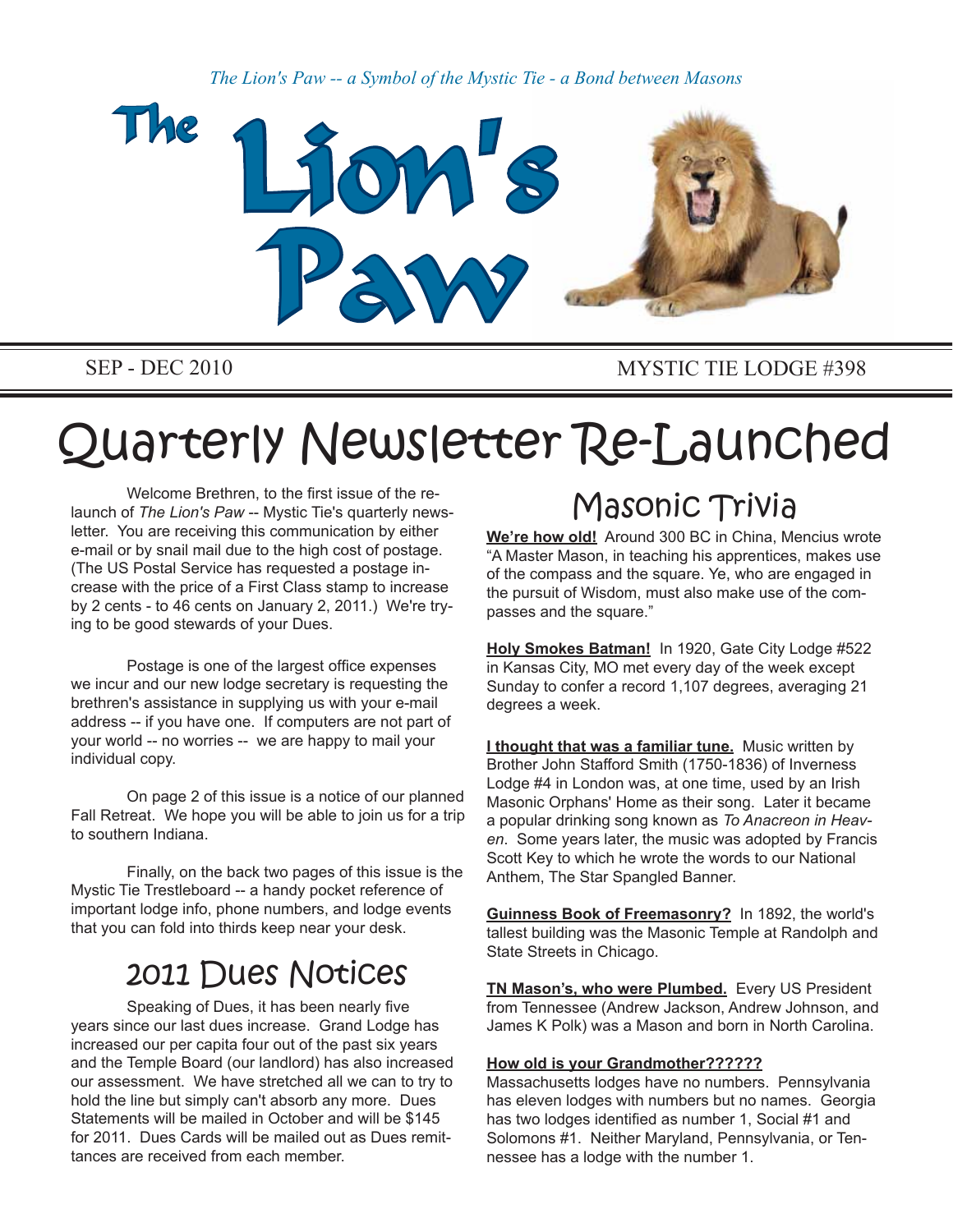*The Lion's Paw -- a Symbol of the Mystic Tie - a Bond between Masons*

# The Lion's Paw

SEP - DEC 2010 MYSTIC TIE LODGE #398

# Quarterly Newsletter Re-Launched

Welcome Brethren, to the first issue of the re-launch of *The Lion's Paw* -- Mystic Tie's quarterly newsletter. You are receiving this communication by either e-mail or by snail mail due to the high cost of postage. (The US Postal Service has requested a postage increase with the price of a First Class stamp to increase by 2 cents - to 46 cents on January 2, 2011.) We're trying to be good stewards of your Dues.

Postage is one of the largest office expenses we incur and our new lodge secretary is requesting the brethren's assistance in supplying us with your e-mail address -- if you have one. If computers are not part of your world -- no worries -- we are happy to mail your individual copy.

On page 2 of this issue is a notice of our planned Fall Retreat. We hope you will be able to join us for a trip to southern Indiana.

Finally, on the back two pages of this issue is the Mystic Tie Trestleboard -- a handy pocket reference of important lodge info, phone numbers, and lodge events that you can fold into thirds keep near your desk.

## 2011 Dues Notices

Speaking of Dues, it has been nearly five years since our last dues increase. Grand Lodge has increased our per capita four out of the past six years and the Temple Board (our landlord) has also increased our assessment. We have stretched all we can to try to hold the line but simply can't absorb any more. Dues Statements will be mailed in October and will be $145 for 2011. Dues Cards will be mailed out as Dues remittances are received from each member.

## Masonic Trivia

**We're how old!** Around 300 BC in China, Mencius wrote "A Master Mason, in teaching his apprentices, makes use of the compass and the square. Ye, who are engaged in the pursuit of Wisdom, must also make use of the compasses and the square."

**Holy Smokes Batman!** In 1920, Gate City Lodge #522 in Kansas City, MO met every day of the week except Sunday to confer a record 1,107 degrees, averaging 21 degrees a week.

**I thought that was a familiar tune.** Music written by Brother John Stafford Smith (1750-1836) of Inverness Lodge #4 in London was, at one time, used by an Irish Masonic Orphans' Home as their song. Later it became a popular drinking song known as *To Anacreon in Heaven*. Some years later, the music was adopted by Francis Scott Key to which he wrote the words to our National Anthem, The Star Spangled Banner.

**Guinness Book of Freemasonry?** In 1892, the world's tallest building was the Masonic Temple at Randolph and State Streets in Chicago.

**TN Mason's, who were Plumbed.** Every US President from Tennessee (Andrew Jackson, Andrew Johnson, and James K Polk) was a Mason and born in North Carolina.

**How old is your Grandmother??????**
Massachusetts lodges have no numbers. Pennsylvania has eleven lodges with numbers but no names. Georgia has two lodges identified as number 1, Social #1 and Solomons #1. Neither Maryland, Pennsylvania, or Tennessee has a lodge with the number 1.